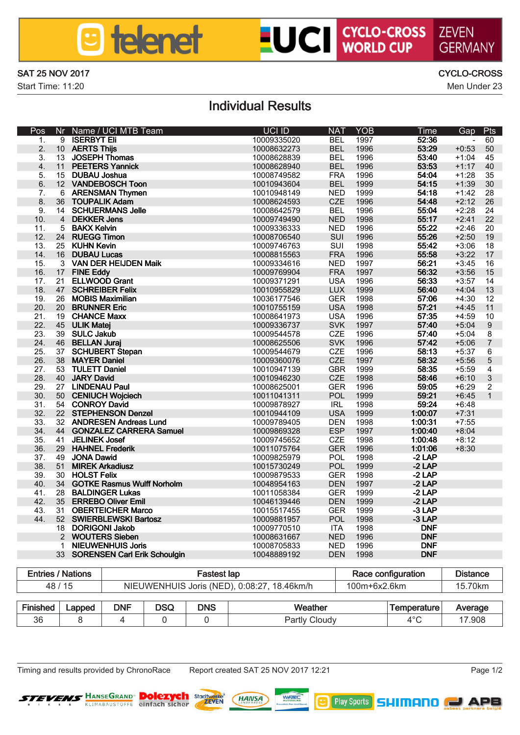telenet UCI CYCLO-CROSS WORLD CUP ZEVEN GERMANY

SAT 25 NOV 2017 — CYCLO-CROSS

Start Time: 11:20 — Men Under 23

# Individual Results

| Pos | Nr | Name / UCI MTB Team | UCI ID | NAT | YOB | Time | Gap | Pts |
|---|---|---|---|---|---|---|---|---|
| 1. | 9 | ISERBYT Eli | 10009335020 | BEL | 1997 | 52:36 | - | 60 |
| 2. | 10 | AERTS Thijs | 10008632273 | BEL | 1996 | 53:29 | +0:53 | 50 |
| 3. | 13 | JOSEPH Thomas | 10008628839 | BEL | 1996 | 53:40 | +1:04 | 45 |
| 4. | 11 | PEETERS Yannick | 10008628940 | BEL | 1996 | 53:53 | +1:17 | 40 |
| 5. | 15 | DUBAU Joshua | 10008749582 | FRA | 1996 | 54:04 | +1:28 | 35 |
| 6. | 12 | VANDEBOSCH Toon | 10010943604 | BEL | 1999 | 54:15 | +1:39 | 30 |
| 7. | 6 | ARENSMAN Thymen | 10010948149 | NED | 1999 | 54:18 | +1:42 | 28 |
| 8. | 36 | TOUPALIK Adam | 10008624593 | CZE | 1996 | 54:48 | +2:12 | 26 |
| 9. | 14 | SCHUERMANS Jelle | 10008642579 | BEL | 1996 | 55:04 | +2:28 | 24 |
| 10. | 4 | DEKKER Jens | 10009749490 | NED | 1998 | 55:17 | +2:41 | 22 |
| 11. | 5 | BAKX Kelvin | 10009336333 | NED | 1996 | 55:22 | +2:46 | 20 |
| 12. | 24 | RUEGG Timon | 10008706540 | SUI | 1996 | 55:26 | +2:50 | 19 |
| 13. | 25 | KUHN Kevin | 10009746763 | SUI | 1998 | 55:42 | +3:06 | 18 |
| 14. | 16 | DUBAU Lucas | 10008815563 | FRA | 1996 | 55:58 | +3:22 | 17 |
| 15. | 3 | VAN DER HEIJDEN Maik | 10009334616 | NED | 1997 | 56:21 | +3:45 | 16 |
| 16. | 17 | FINE Eddy | 10009769904 | FRA | 1997 | 56:32 | +3:56 | 15 |
| 17. | 21 | ELLWOOD Grant | 10009371291 | USA | 1996 | 56:33 | +3:57 | 14 |
| 18. | 47 | SCHREIBER Felix | 10010955829 | LUX | 1999 | 56:40 | +4:04 | 13 |
| 19. | 26 | MOBIS Maximilian | 10036177546 | GER | 1998 | 57:06 | +4:30 | 12 |
| 20. | 20 | BRUNNER Eric | 10010755159 | USA | 1998 | 57:21 | +4:45 | 11 |
| 21. | 19 | CHANCE Maxx | 10008641973 | USA | 1996 | 57:35 | +4:59 | 10 |
| 22. | 45 | ULIK Matej | 10009336737 | SVK | 1997 | 57:40 | +5:04 | 9 |
| 23. | 39 | SULC Jakub | 10009544578 | CZE | 1996 | 57:40 | +5:04 | 8 |
| 24. | 46 | BELLAN Juraj | 10008625506 | SVK | 1996 | 57:42 | +5:06 | 7 |
| 25. | 37 | SCHUBERT Stepan | 10009544679 | CZE | 1996 | 58:13 | +5:37 | 6 |
| 26. | 38 | MAYER Daniel | 10009360076 | CZE | 1997 | 58:32 | +5:56 | 5 |
| 27. | 53 | TULETT Daniel | 10010947139 | GBR | 1999 | 58:35 | +5:59 | 4 |
| 28. | 40 | JARY David | 10010946230 | CZE | 1998 | 58:46 | +6:10 | 3 |
| 29. | 27 | LINDENAU Paul | 10008625001 | GER | 1996 | 59:05 | +6:29 | 2 |
| 30. | 50 | CENIUCH Wojciech | 10011041311 | POL | 1999 | 59:21 | +6:45 | 1 |
| 31. | 54 | CONROY David | 10009878927 | IRL | 1998 | 59:24 | +6:48 | |
| 32. | 22 | STEPHENSON Denzel | 10010944109 | USA | 1999 | 1:00:07 | +7:31 | |
| 33. | 32 | ANDRESEN Andreas Lund | 10009789405 | DEN | 1998 | 1:00:31 | +7:55 | |
| 34. | 44 | GONZALEZ CARRERA Samuel | 10009869328 | ESP | 1997 | 1:00:40 | +8:04 | |
| 35. | 41 | JELINEK Josef | 10009745652 | CZE | 1998 | 1:00:48 | +8:12 | |
| 36. | 29 | HAHNEL Frederik | 10011075764 | GER | 1996 | 1:01:06 | +8:30 | |
| 37. | 49 | JONA Dawid | 10009825979 | POL | 1998 | -2 LAP | | |
| 38. | 51 | MIREK Arkadiusz | 10015730249 | POL | 1999 | -2 LAP | | |
| 39. | 30 | HOLST Felix | 10009879533 | GER | 1998 | -2 LAP | | |
| 40. | 34 | GOTKE Rasmus Wulff Norholm | 10048954163 | DEN | 1997 | -2 LAP | | |
| 41. | 28 | BALDINGER Lukas | 10011058384 | GER | 1999 | -2 LAP | | |
| 42. | 35 | ERREBO Oliver Emil | 10046139446 | DEN | 1999 | -2 LAP | | |
| 43. | 31 | OBERTEICHER Marco | 10015517455 | GER | 1999 | -3 LAP | | |
| 44. | 52 | SWIERBLEWSKI Bartosz | 10009881957 | POL | 1998 | -3 LAP | | |
| | 18 | DORIGONI Jakob | 10009770510 | ITA | 1998 | DNF | | |
| | 2 | WOUTERS Sieben | 10008631667 | NED | 1996 | DNF | | |
| | 1 | NIEUWENHUIS Joris | 10008705833 | NED | 1996 | DNF | | |
| | 33 | SORENSEN Carl Erik Schoulgin | 10048889192 | DEN | 1998 | DNF | | |

| Entries / Nations | Fastest lap | Race configuration | Distance |
|---|---|---|---|
| 48 / 15 | NIEUWENHUIS Joris (NED), 0:08:27, 18.46km/h | 100m+6x2.6km | 15.70km |

| Finished | Lapped | DNF | DSQ | DNS | Weather | Temperature | Average |
|---|---|---|---|---|---|---|---|
| 36 | 8 | 4 | 0 | 0 | Partly Cloudy | 4°C | 17.908 |

Timing and results provided by ChronoRace — Report created SAT 25 NOV 2017 12:21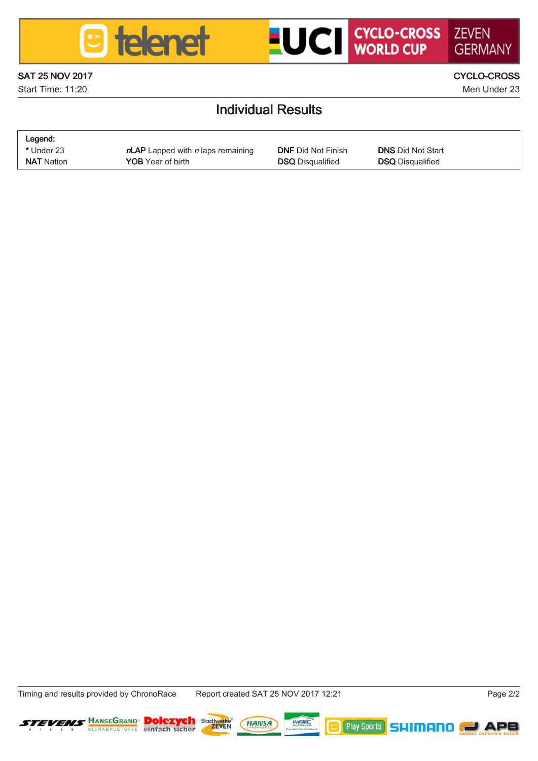SAT 25 NOV 2017 | CYCLO-CROSS

Start Time: 11:20 | Men Under 23

## Individual Results

| | | | |
|---|---|---|---|
| **Legend:** | | | |
| * Under 23 | *n*LAP Lapped with *n* laps remaining | **DNF** Did Not Finish | **DNS** Did Not Start |
| **NAT** Nation | **YOB** Year of birth | **DSQ** Disqualified | **DSQ** Disqualified |

Timing and results provided by ChronoRace   Report created SAT 25 NOV 2017 12:21